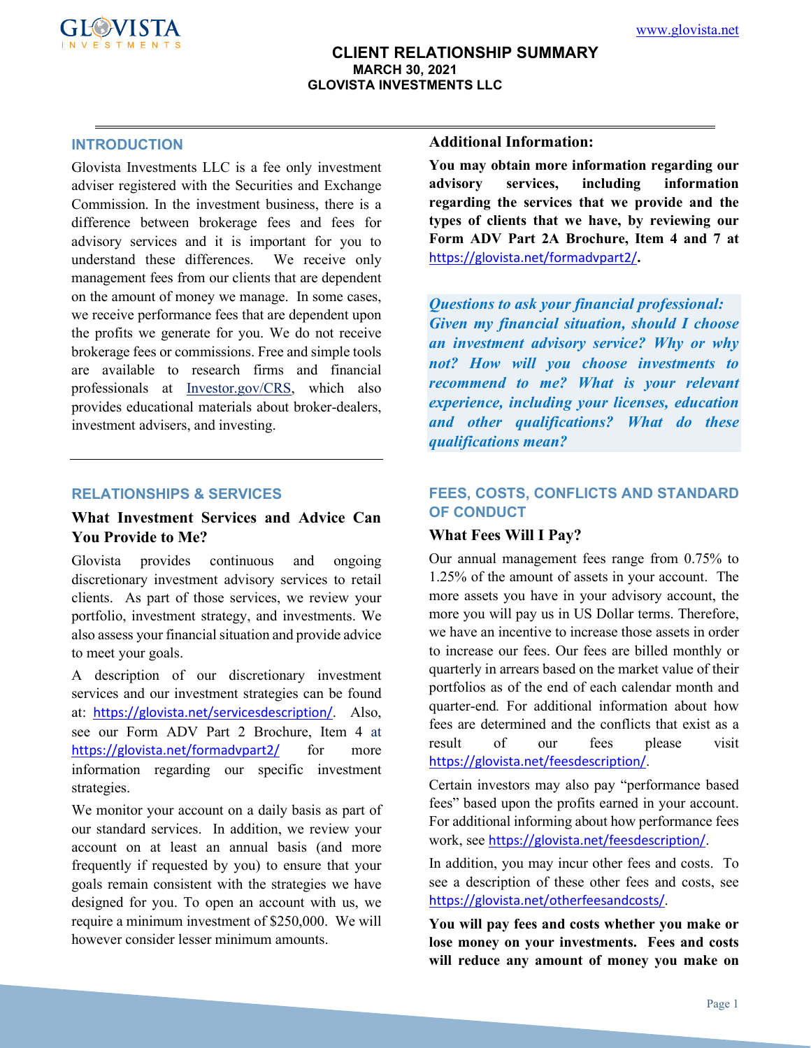www.glovista.net

# CLIENT RELATIONSHIP SUMMARY

**MARCH 30, 2021**

**GLOVISTA INVESTMENTS LLC**

## INTRODUCTION

Glovista Investments LLC is a fee only investment adviser registered with the Securities and Exchange Commission. In the investment business, there is a difference between brokerage fees and fees for advisory services and it is important for you to understand these differences. We receive only management fees from our clients that are dependent on the amount of money we manage. In some cases, we receive performance fees that are dependent upon the profits we generate for you. We do not receive brokerage fees or commissions. Free and simple tools are available to research firms and financial professionals at Investor.gov/CRS, which also provides educational materials about broker-dealers, investment advisers, and investing.

## RELATIONSHIPS & SERVICES

### What Investment Services and Advice Can You Provide to Me?

Glovista provides continuous and ongoing discretionary investment advisory services to retail clients. As part of those services, we review your portfolio, investment strategy, and investments. We also assess your financial situation and provide advice to meet your goals.

A description of our discretionary investment services and our investment strategies can be found at: https://glovista.net/servicesdescription/. Also, see our Form ADV Part 2 Brochure, Item 4 at https://glovista.net/formadvpart2/ for more information regarding our specific investment strategies.

We monitor your account on a daily basis as part of our standard services. In addition, we review your account on at least an annual basis (and more frequently if requested by you) to ensure that your goals remain consistent with the strategies we have designed for you. To open an account with us, we require a minimum investment of $250,000. We will however consider lesser minimum amounts.

### Additional Information:

**You may obtain more information regarding our advisory services, including information regarding the services that we provide and the types of clients that we have, by reviewing our Form ADV Part 2A Brochure, Item 4 and 7 at https://glovista.net/formadvpart2/.**

***Questions to ask your financial professional: Given my financial situation, should I choose an investment advisory service? Why or why not? How will you choose investments to recommend to me? What is your relevant experience, including your licenses, education and other qualifications? What do these qualifications mean?***

## FEES, COSTS, CONFLICTS AND STANDARD OF CONDUCT

### What Fees Will I Pay?

Our annual management fees range from 0.75% to 1.25% of the amount of assets in your account. The more assets you have in your advisory account, the more you will pay us in US Dollar terms. Therefore, we have an incentive to increase those assets in order to increase our fees. Our fees are billed monthly or quarterly in arrears based on the market value of their portfolios as of the end of each calendar month and quarter-end. For additional information about how fees are determined and the conflicts that exist as a result of our fees please visit https://glovista.net/feesdescription/.

Certain investors may also pay "performance based fees" based upon the profits earned in your account. For additional informing about how performance fees work, see https://glovista.net/feesdescription/.

In addition, you may incur other fees and costs. To see a description of these other fees and costs, see https://glovista.net/otherfeesandcosts/.

**You will pay fees and costs whether you make or lose money on your investments. Fees and costs will reduce any amount of money you make on**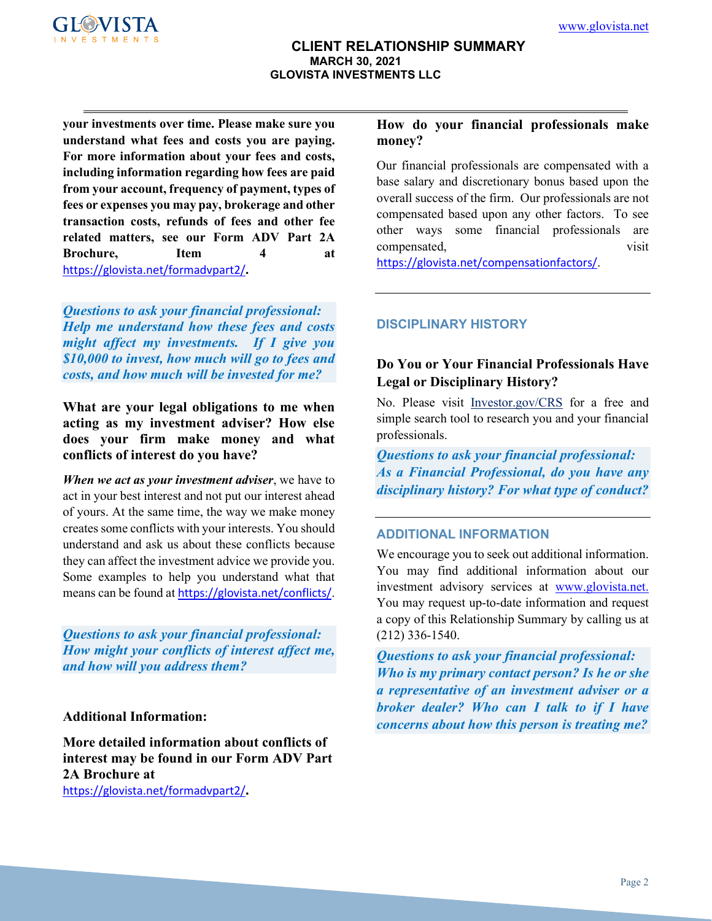**your investments over time. Please make sure you understand what fees and costs you are paying. For more information about your fees and costs, including information regarding how fees are paid from your account, frequency of payment, types of fees or expenses you may pay, brokerage and other transaction costs, refunds of fees and other fee related matters, see our Form ADV Part 2A Brochure, Item 4 at https://glovista.net/formadvpart2/.**

***Questions to ask your financial professional: Help me understand how these fees and costs might affect my investments. If I give you $10,000 to invest, how much will go to fees and costs, and how much will be invested for me?***

**What are your legal obligations to me when acting as my investment adviser? How else does your firm make money and what conflicts of interest do you have?**

***When we act as your investment adviser***, we have to act in your best interest and not put our interest ahead of yours. At the same time, the way we make money creates some conflicts with your interests. You should understand and ask us about these conflicts because they can affect the investment advice we provide you. Some examples to help you understand what that means can be found at https://glovista.net/conflicts/.

***Questions to ask your financial professional: How might your conflicts of interest affect me, and how will you address them?***

**Additional Information:**

**More detailed information about conflicts of interest may be found in our Form ADV Part 2A Brochure at https://glovista.net/formadvpart2/.**

**How do your financial professionals make money?**

Our financial professionals are compensated with a base salary and discretionary bonus based upon the overall success of the firm. Our professionals are not compensated based upon any other factors. To see other ways some financial professionals are compensated, visit https://glovista.net/compensationfactors/.

## DISCIPLINARY HISTORY

**Do You or Your Financial Professionals Have Legal or Disciplinary History?**

No. Please visit Investor.gov/CRS for a free and simple search tool to research you and your financial professionals.

***Questions to ask your financial professional: As a Financial Professional, do you have any disciplinary history? For what type of conduct?***

## ADDITIONAL INFORMATION

We encourage you to seek out additional information. You may find additional information about our investment advisory services at www.glovista.net. You may request up-to-date information and request a copy of this Relationship Summary by calling us at (212) 336-1540.

***Questions to ask your financial professional: Who is my primary contact person? Is he or she a representative of an investment adviser or a broker dealer? Who can I talk to if I have concerns about how this person is treating me?***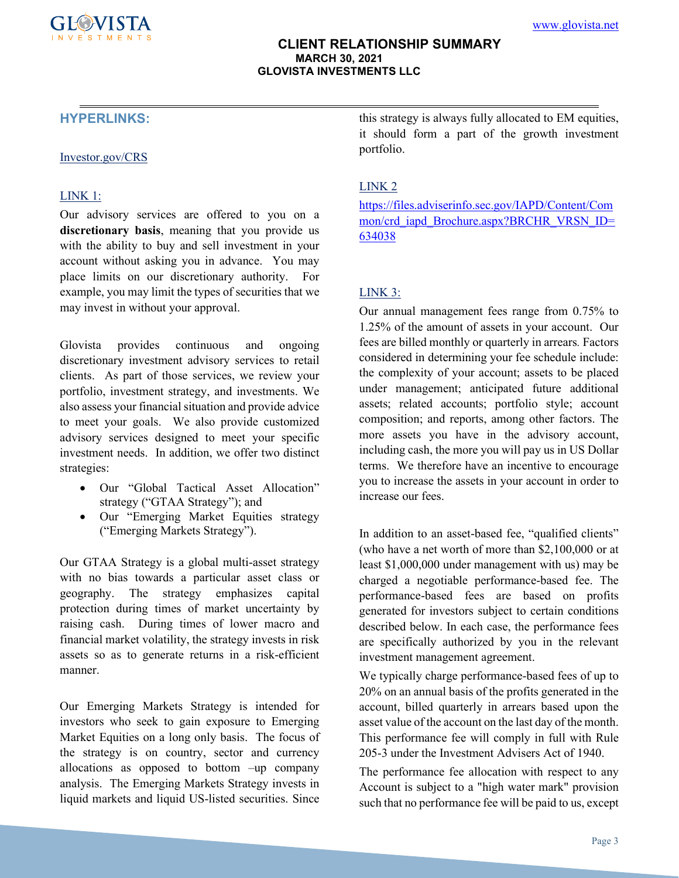## HYPERLINKS:

Investor.gov/CRS

LINK 1:

Our advisory services are offered to you on a **discretionary basis**, meaning that you provide us with the ability to buy and sell investment in your account without asking you in advance. You may place limits on our discretionary authority. For example, you may limit the types of securities that we may invest in without your approval.

Glovista provides continuous and ongoing discretionary investment advisory services to retail clients. As part of those services, we review your portfolio, investment strategy, and investments. We also assess your financial situation and provide advice to meet your goals. We also provide customized advisory services designed to meet your specific investment needs. In addition, we offer two distinct strategies:

- Our "Global Tactical Asset Allocation" strategy ("GTAA Strategy"); and
- Our "Emerging Market Equities strategy ("Emerging Markets Strategy").

Our GTAA Strategy is a global multi-asset strategy with no bias towards a particular asset class or geography. The strategy emphasizes capital protection during times of market uncertainty by raising cash. During times of lower macro and financial market volatility, the strategy invests in risk assets so as to generate returns in a risk-efficient manner.

Our Emerging Markets Strategy is intended for investors who seek to gain exposure to Emerging Market Equities on a long only basis. The focus of the strategy is on country, sector and currency allocations as opposed to bottom –up company analysis. The Emerging Markets Strategy invests in liquid markets and liquid US-listed securities. Since this strategy is always fully allocated to EM equities, it should form a part of the growth investment portfolio.

LINK 2

https://files.adviserinfo.sec.gov/IAPD/Content/Common/crd_iapd_Brochure.aspx?BRCHR_VRSN_ID=634038

LINK 3:

Our annual management fees range from 0.75% to 1.25% of the amount of assets in your account. Our fees are billed monthly or quarterly in arrears. Factors considered in determining your fee schedule include: the complexity of your account; assets to be placed under management; anticipated future additional assets; related accounts; portfolio style; account composition; and reports, among other factors. The more assets you have in the advisory account, including cash, the more you will pay us in US Dollar terms. We therefore have an incentive to encourage you to increase the assets in your account in order to increase our fees.

In addition to an asset-based fee, "qualified clients" (who have a net worth of more than $2,100,000 or at least $1,000,000 under management with us) may be charged a negotiable performance-based fee. The performance-based fees are based on profits generated for investors subject to certain conditions described below. In each case, the performance fees are specifically authorized by you in the relevant investment management agreement.

We typically charge performance-based fees of up to 20% on an annual basis of the profits generated in the account, billed quarterly in arrears based upon the asset value of the account on the last day of the month. This performance fee will comply in full with Rule 205-3 under the Investment Advisers Act of 1940.

The performance fee allocation with respect to any Account is subject to a "high water mark" provision such that no performance fee will be paid to us, except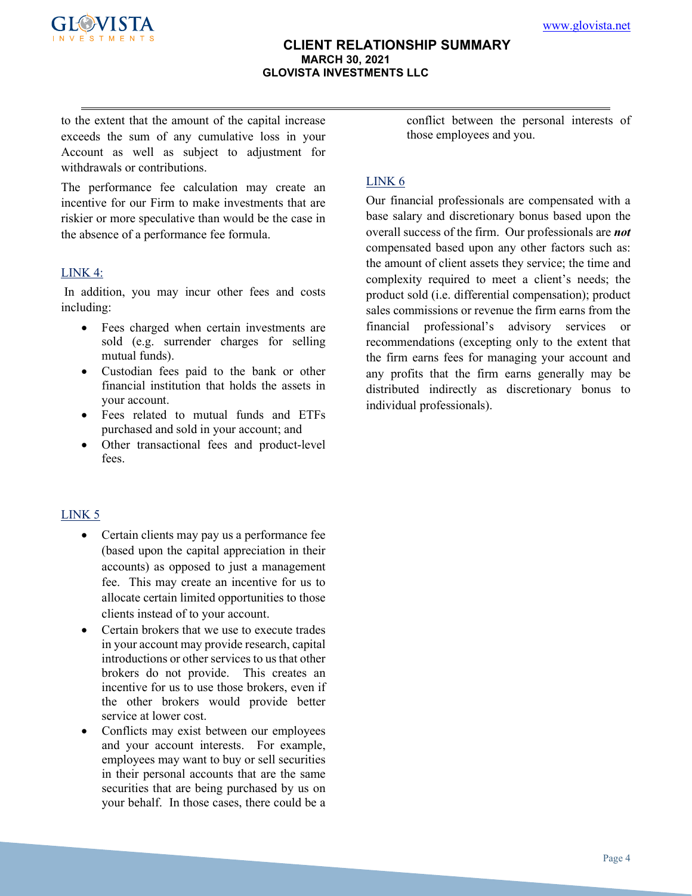to the extent that the amount of the capital increase exceeds the sum of any cumulative loss in your Account as well as subject to adjustment for withdrawals or contributions.

The performance fee calculation may create an incentive for our Firm to make investments that are riskier or more speculative than would be the case in the absence of a performance fee formula.

## LINK 4:

In addition, you may incur other fees and costs including:

- Fees charged when certain investments are sold (e.g. surrender charges for selling mutual funds).
- Custodian fees paid to the bank or other financial institution that holds the assets in your account.
- Fees related to mutual funds and ETFs purchased and sold in your account; and
- Other transactional fees and product-level fees.

## LINK 5

- Certain clients may pay us a performance fee (based upon the capital appreciation in their accounts) as opposed to just a management fee. This may create an incentive for us to allocate certain limited opportunities to those clients instead of to your account.
- Certain brokers that we use to execute trades in your account may provide research, capital introductions or other services to us that other brokers do not provide. This creates an incentive for us to use those brokers, even if the other brokers would provide better service at lower cost.
- Conflicts may exist between our employees and your account interests. For example, employees may want to buy or sell securities in their personal accounts that are the same securities that are being purchased by us on your behalf. In those cases, there could be a conflict between the personal interests of those employees and you.

## LINK 6

Our financial professionals are compensated with a base salary and discretionary bonus based upon the overall success of the firm. Our professionals are ***not*** compensated based upon any other factors such as: the amount of client assets they service; the time and complexity required to meet a client's needs; the product sold (i.e. differential compensation); product sales commissions or revenue the firm earns from the financial professional's advisory services or recommendations (excepting only to the extent that the firm earns fees for managing your account and any profits that the firm earns generally may be distributed indirectly as discretionary bonus to individual professionals).